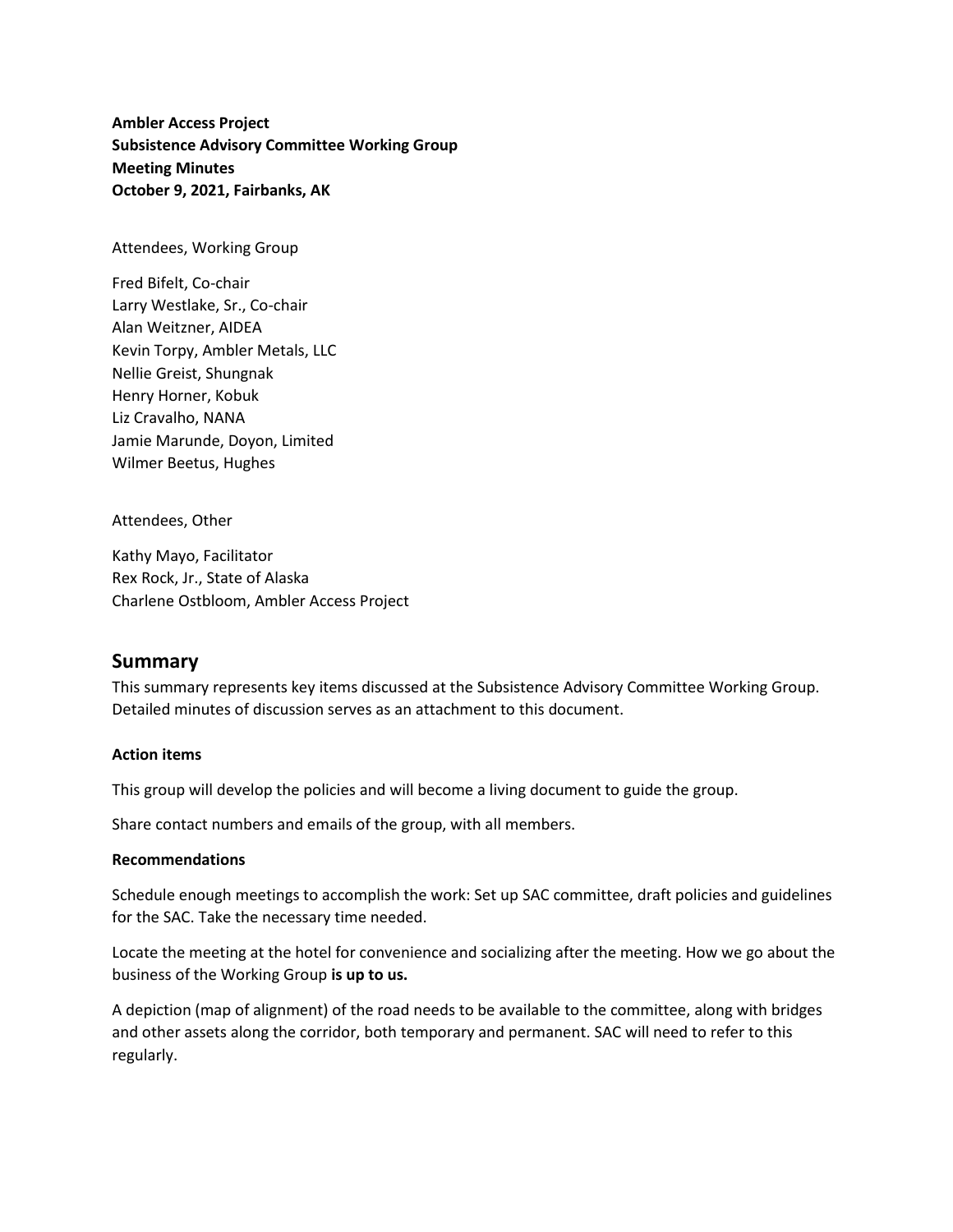**Ambler Access Project**
**Subsistence Advisory Committee Working Group**
**Meeting Minutes**
**October 9, 2021, Fairbanks, AK**

Attendees, Working Group

Fred Bifelt, Co-chair
Larry Westlake, Sr., Co-chair
Alan Weitzner, AIDEA
Kevin Torpy, Ambler Metals, LLC
Nellie Greist, Shungnak
Henry Horner, Kobuk
Liz Cravalho, NANA
Jamie Marunde, Doyon, Limited
Wilmer Beetus, Hughes

Attendees, Other

Kathy Mayo, Facilitator
Rex Rock, Jr., State of Alaska
Charlene Ostbloom, Ambler Access Project

## Summary

This summary represents key items discussed at the Subsistence Advisory Committee Working Group. Detailed minutes of discussion serves as an attachment to this document.

#### Action items

This group will develop the policies and will become a living document to guide the group.

Share contact numbers and emails of the group, with all members.

#### Recommendations

Schedule enough meetings to accomplish the work: Set up SAC committee, draft policies and guidelines for the SAC. Take the necessary time needed.

Locate the meeting at the hotel for convenience and socializing after the meeting. How we go about the business of the Working Group **is up to us.**

A depiction (map of alignment) of the road needs to be available to the committee, along with bridges and other assets along the corridor, both temporary and permanent. SAC will need to refer to this regularly.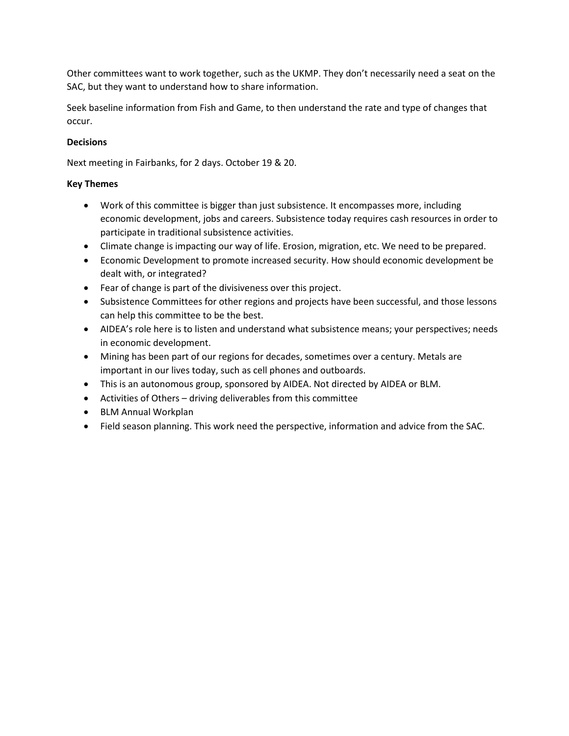Other committees want to work together, such as the UKMP. They don't necessarily need a seat on the SAC, but they want to understand how to share information.

Seek baseline information from Fish and Game, to then understand the rate and type of changes that occur.

**Decisions**

Next meeting in Fairbanks, for 2 days. October 19 & 20.

**Key Themes**

- Work of this committee is bigger than just subsistence. It encompasses more, including economic development, jobs and careers. Subsistence today requires cash resources in order to participate in traditional subsistence activities.
- Climate change is impacting our way of life. Erosion, migration, etc. We need to be prepared.
- Economic Development to promote increased security. How should economic development be dealt with, or integrated?
- Fear of change is part of the divisiveness over this project.
- Subsistence Committees for other regions and projects have been successful, and those lessons can help this committee to be the best.
- AIDEA's role here is to listen and understand what subsistence means; your perspectives; needs in economic development.
- Mining has been part of our regions for decades, sometimes over a century. Metals are important in our lives today, such as cell phones and outboards.
- This is an autonomous group, sponsored by AIDEA. Not directed by AIDEA or BLM.
- Activities of Others – driving deliverables from this committee
- BLM Annual Workplan
- Field season planning. This work need the perspective, information and advice from the SAC.